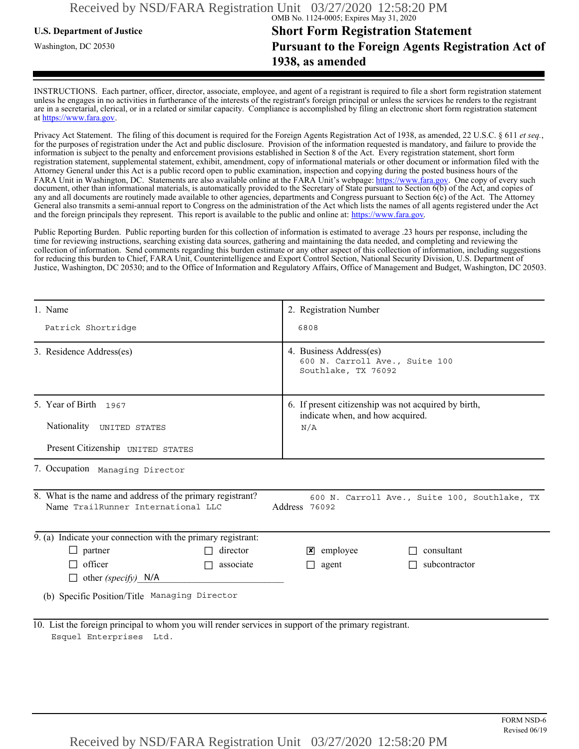OMB No. 1124-0005; Expires May 31, 2020

**U.S. Department of Justice**

Washington, DC 20530

# Short Form Registration Statement Pursuant to the Foreign Agents Registration Act of 1938, as amended

INSTRUCTIONS. Each partner, officer, director, associate, employee, and agent of a registrant is required to file a short form registration statement unless he engages in no activities in furtherance of the interests of the registrant's foreign principal or unless the services he renders to the registrant are in a secretarial, clerical, or in a related or similar capacity. Compliance is accomplished by filing an electronic short form registration statement at https://www.fara.gov.

Privacy Act Statement. The filing of this document is required for the Foreign Agents Registration Act of 1938, as amended, 22 U.S.C. § 611 *et seq.*, for the purposes of registration under the Act and public disclosure. Provision of the information requested is mandatory, and failure to provide the information is subject to the penalty and enforcement provisions established in Section 8 of the Act. Every registration statement, short form registration statement, supplemental statement, exhibit, amendment, copy of informational materials or other document or information filed with the Attorney General under this Act is a public record open to public examination, inspection and copying during the posted business hours of the FARA Unit in Washington, DC. Statements are also available online at the FARA Unit's webpage: https://www.fara.gov. One copy of every such document, other than informational materials, is automatically provided to the Secretary of State pursuant to Section 6(b) of the Act, and copies of any and all documents are routinely made available to other agencies, departments and Congress pursuant to Section 6(c) of the Act. The Attorney General also transmits a semi-annual report to Congress on the administration of the Act which lists the names of all agents registered under the Act and the foreign principals they represent. This report is available to the public and online at: https://www.fara.gov.

Public Reporting Burden. Public reporting burden for this collection of information is estimated to average .23 hours per response, including the time for reviewing instructions, searching existing data sources, gathering and maintaining the data needed, and completing and reviewing the collection of information. Send comments regarding this burden estimate or any other aspect of this collection of information, including suggestions for reducing this burden to Chief, FARA Unit, Counterintelligence and Export Control Section, National Security Division, U.S. Department of Justice, Washington, DC 20530; and to the Office of Information and Regulatory Affairs, Office of Management and Budget, Washington, DC 20503.

| | |
|---|---|
| 1. Name<br>Patrick Shortridge | 2. Registration Number<br>6808 |
| 3. Residence Address(es) | 4. Business Address(es)<br>600 N. Carroll Ave., Suite 100<br>Southlake, TX 76092 |
| 5. Year of Birth 1967<br>Nationality UNITED STATES<br>Present Citizenship UNITED STATES | 6. If present citizenship was not acquired by birth, indicate when, and how acquired.<br>N/A |

7. Occupation Managing Director

8. What is the name and address of the primary registrant?
Name TrailRunner International LLC
Address 600 N. Carroll Ave., Suite 100, Southlake, TX 76092

9. (a) Indicate your connection with the primary registrant:

- ☐ partner
- ☐ director
- ☒ employee
- ☐ consultant
- ☐ officer
- ☐ associate
- ☐ agent
- ☐ subcontractor
- ☐ other *(specify)* N/A

(b) Specific Position/Title Managing Director

10. List the foreign principal to whom you will render services in support of the primary registrant.
Esquel Enterprises Ltd.

FORM NSD-6
Revised 06/19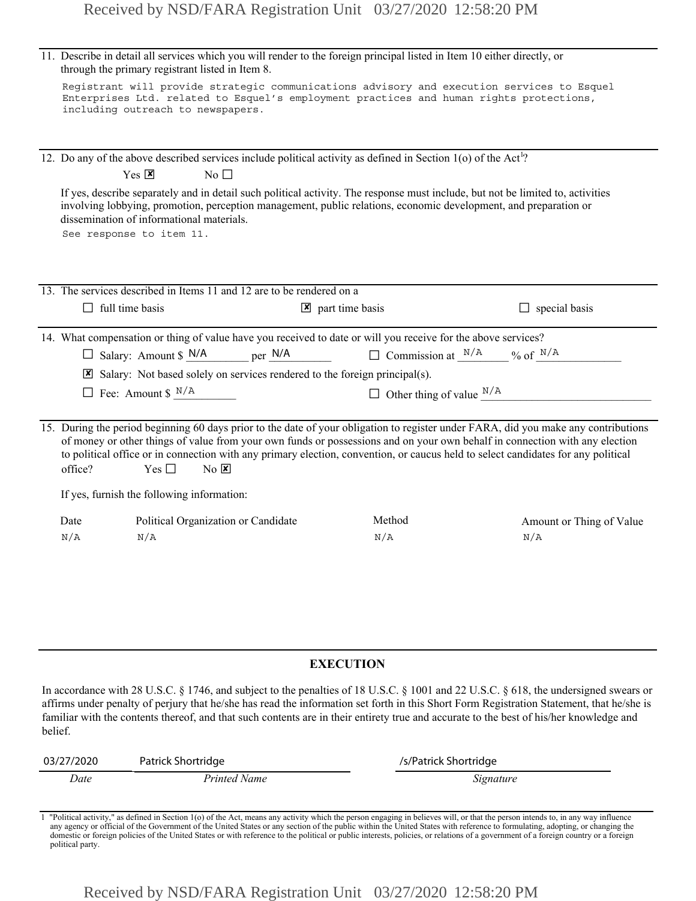11. Describe in detail all services which you will render to the foreign principal listed in Item 10 either directly, or through the primary registrant listed in Item 8.

    Registrant will provide strategic communications advisory and execution services to Esquel Enterprises Ltd. related to Esquel's employment practices and human rights protections, including outreach to newspapers.

12. Do any of the above described services include political activity as defined in Section 1(o) of the Act[1]?

    Yes ☒ No ☐

    If yes, describe separately and in detail such political activity. The response must include, but not be limited to, activities involving lobbying, promotion, perception management, public relations, economic development, and preparation or dissemination of informational materials.

    See response to item 11.

13. The services described in Items 11 and 12 are to be rendered on a

    ☐ full time basis ☒ part time basis ☐ special basis

14. What compensation or thing of value have you received to date or will you receive for the above services?

    ☐ Salary: Amount $ N/A per N/A ☐ Commission at N/A % of N/A

    ☒ Salary: Not based solely on services rendered to the foreign principal(s).

    ☐ Fee: Amount $ N/A ☐ Other thing of value N/A

15. During the period beginning 60 days prior to the date of your obligation to register under FARA, did you make any contributions of money or other things of value from your own funds or possessions and on your own behalf in connection with any election to political office or in connection with any primary election, convention, or caucus held to select candidates for any political office? Yes ☐ No ☒

    If yes, furnish the following information:

| Date | Political Organization or Candidate | Method | Amount or Thing of Value |
| --- | --- | --- | --- |
| N/A | N/A | N/A | N/A |

## EXECUTION

In accordance with 28 U.S.C. § 1746, and subject to the penalties of 18 U.S.C. § 1001 and 22 U.S.C. § 618, the undersigned swears or affirms under penalty of perjury that he/she has read the information set forth in this Short Form Registration Statement, that he/she is familiar with the contents thereof, and that such contents are in their entirety true and accurate to the best of his/her knowledge and belief.

| 03/27/2020 | Patrick Shortridge | /s/Patrick Shortridge |
| --- | --- | --- |
| *Date* | *Printed Name* | *Signature* |

1 "Political activity," as defined in Section 1(o) of the Act, means any activity which the person engaging in believes will, or that the person intends to, in any way influence any agency or official of the Government of the United States or any section of the public within the United States with reference to formulating, adopting, or changing the domestic or foreign policies of the United States or with reference to the political or public interests, policies, or relations of a government of a foreign country or a foreign political party.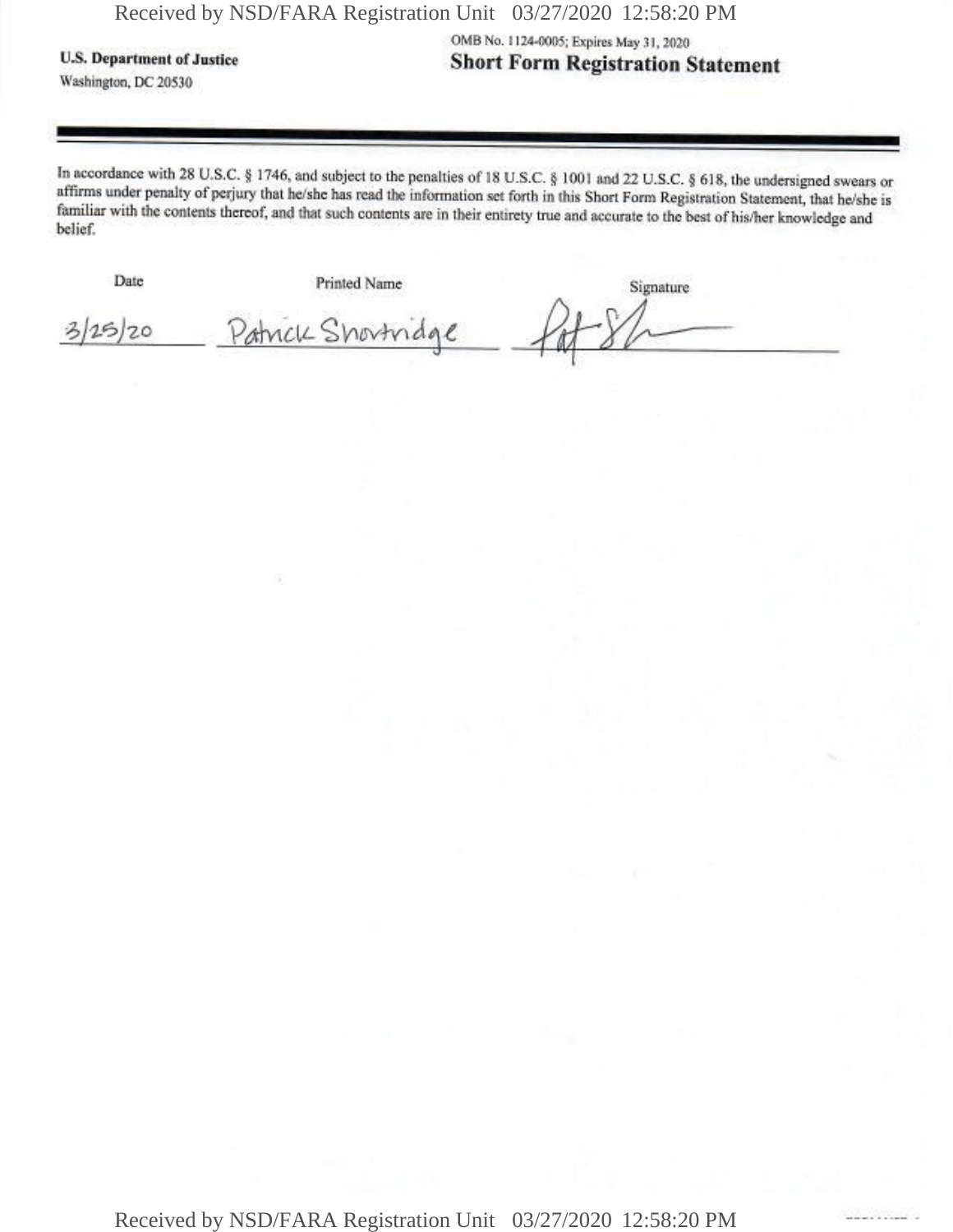U.S. Department of Justice
Washington, DC 20530

OMB No. 1124-0005; Expires May 31, 2020
**Short Form Registration Statement**

In accordance with 28 U.S.C. § 1746, and subject to the penalties of 18 U.S.C. § 1001 and 22 U.S.C. § 618, the undersigned swears or affirms under penalty of perjury that he/she has read the information set forth in this Short Form Registration Statement, that he/she is familiar with the contents thereof, and that such contents are in their entirety true and accurate to the best of his/her knowledge and belief.

| Date | Printed Name | Signature |
| --- | --- | --- |
| 3/25/20 | Patrick Shortridge | Pat Sh |